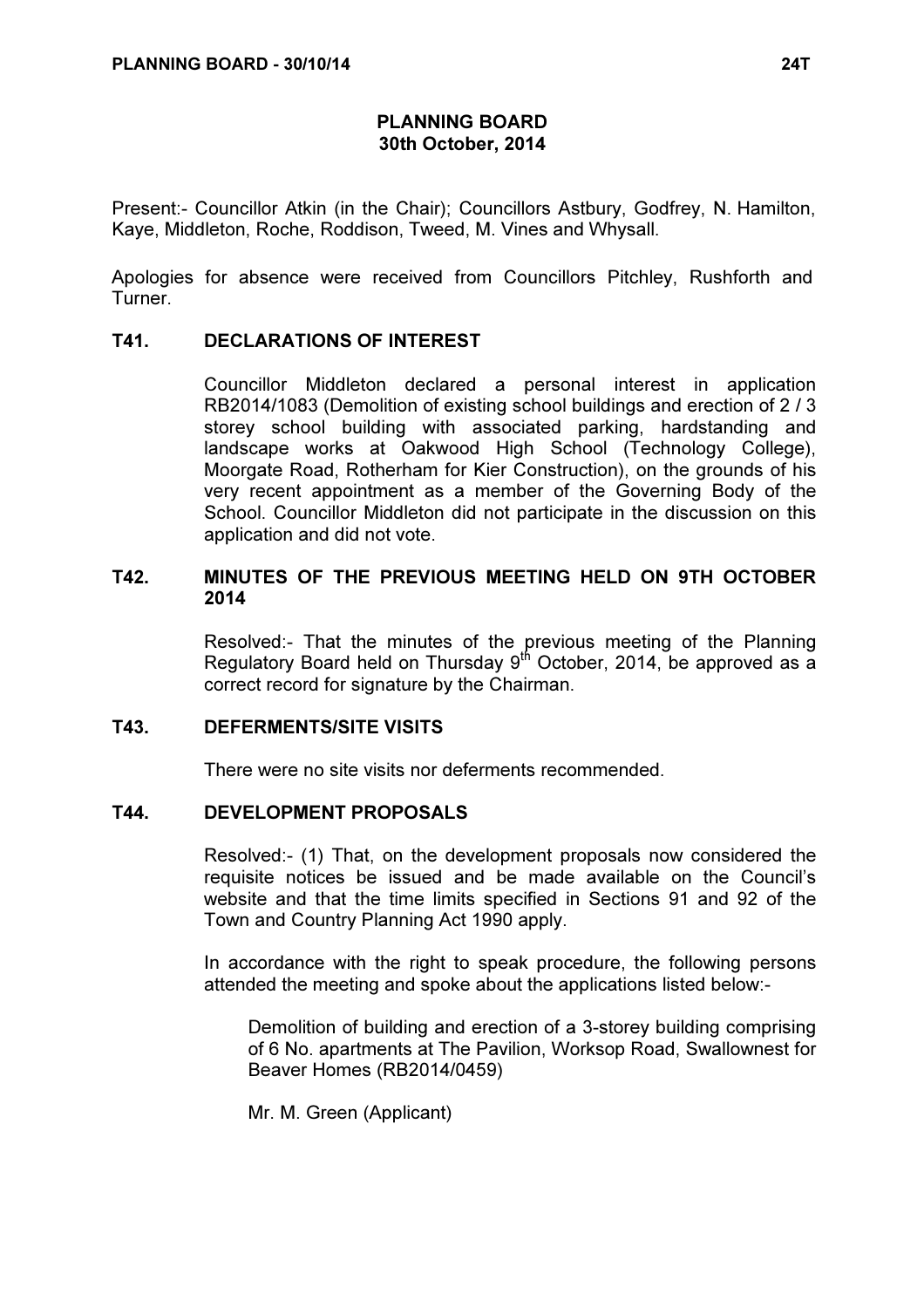# PLANNING BOARD
## 30th October, 2014

Present:- Councillor Atkin (in the Chair); Councillors Astbury, Godfrey, N. Hamilton, Kaye, Middleton, Roche, Roddison, Tweed, M. Vines and Whysall.

Apologies for absence were received from Councillors Pitchley, Rushforth and Turner.

### T41. DECLARATIONS OF INTEREST

Councillor Middleton declared a personal interest in application RB2014/1083 (Demolition of existing school buildings and erection of 2 / 3 storey school building with associated parking, hardstanding and landscape works at Oakwood High School (Technology College), Moorgate Road, Rotherham for Kier Construction), on the grounds of his very recent appointment as a member of the Governing Body of the School. Councillor Middleton did not participate in the discussion on this application and did not vote.

### T42. MINUTES OF THE PREVIOUS MEETING HELD ON 9TH OCTOBER 2014

Resolved:- That the minutes of the previous meeting of the Planning Regulatory Board held on Thursday 9th October, 2014, be approved as a correct record for signature by the Chairman.

### T43. DEFERMENTS/SITE VISITS

There were no site visits nor deferments recommended.

### T44. DEVELOPMENT PROPOSALS

Resolved:- (1) That, on the development proposals now considered the requisite notices be issued and be made available on the Council's website and that the time limits specified in Sections 91 and 92 of the Town and Country Planning Act 1990 apply.

In accordance with the right to speak procedure, the following persons attended the meeting and spoke about the applications listed below:-

Demolition of building and erection of a 3-storey building comprising of 6 No. apartments at The Pavilion, Worksop Road, Swallownest for Beaver Homes (RB2014/0459)

Mr. M. Green (Applicant)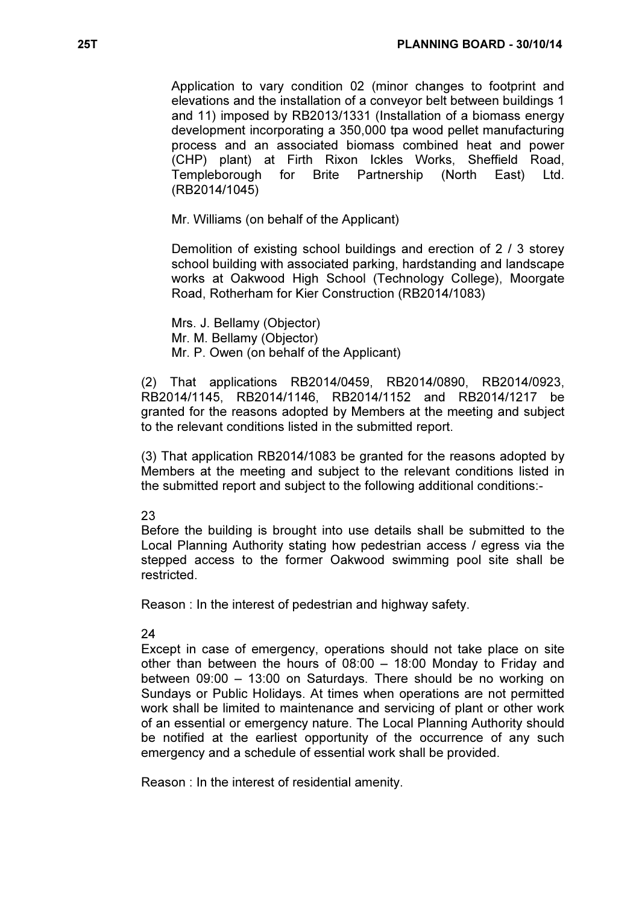Application to vary condition 02 (minor changes to footprint and elevations and the installation of a conveyor belt between buildings 1 and 11) imposed by RB2013/1331 (Installation of a biomass energy development incorporating a 350,000 tpa wood pellet manufacturing process and an associated biomass combined heat and power (CHP) plant) at Firth Rixon Ickles Works, Sheffield Road, Templeborough for Brite Partnership (North East) Ltd. (RB2014/1045)

Mr. Williams (on behalf of the Applicant)

Demolition of existing school buildings and erection of 2 / 3 storey school building with associated parking, hardstanding and landscape works at Oakwood High School (Technology College), Moorgate Road, Rotherham for Kier Construction (RB2014/1083)

Mrs. J. Bellamy (Objector)
Mr. M. Bellamy (Objector)
Mr. P. Owen (on behalf of the Applicant)

(2) That applications RB2014/0459, RB2014/0890, RB2014/0923, RB2014/1145, RB2014/1146, RB2014/1152 and RB2014/1217 be granted for the reasons adopted by Members at the meeting and subject to the relevant conditions listed in the submitted report.

(3) That application RB2014/1083 be granted for the reasons adopted by Members at the meeting and subject to the relevant conditions listed in the submitted report and subject to the following additional conditions:-

23
Before the building is brought into use details shall be submitted to the Local Planning Authority stating how pedestrian access / egress via the stepped access to the former Oakwood swimming pool site shall be restricted.

Reason : In the interest of pedestrian and highway safety.

24
Except in case of emergency, operations should not take place on site other than between the hours of 08:00 – 18:00 Monday to Friday and between 09:00 – 13:00 on Saturdays. There should be no working on Sundays or Public Holidays. At times when operations are not permitted work shall be limited to maintenance and servicing of plant or other work of an essential or emergency nature. The Local Planning Authority should be notified at the earliest opportunity of the occurrence of any such emergency and a schedule of essential work shall be provided.

Reason : In the interest of residential amenity.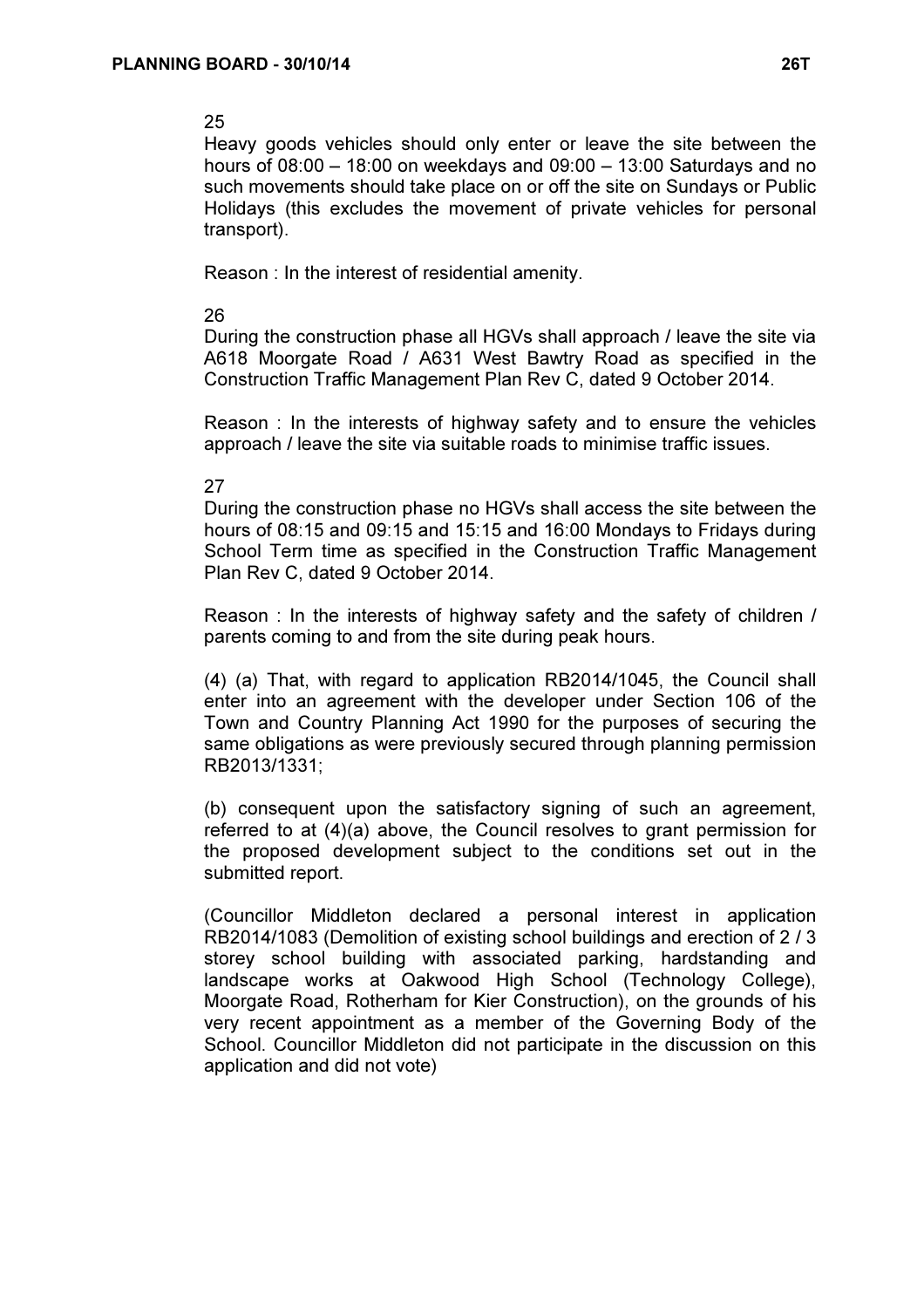25

Heavy goods vehicles should only enter or leave the site between the hours of 08:00 – 18:00 on weekdays and 09:00 – 13:00 Saturdays and no such movements should take place on or off the site on Sundays or Public Holidays (this excludes the movement of private vehicles for personal transport).

Reason : In the interest of residential amenity.

26

During the construction phase all HGVs shall approach / leave the site via A618 Moorgate Road / A631 West Bawtry Road as specified in the Construction Traffic Management Plan Rev C, dated 9 October 2014.

Reason : In the interests of highway safety and to ensure the vehicles approach / leave the site via suitable roads to minimise traffic issues.

27

During the construction phase no HGVs shall access the site between the hours of 08:15 and 09:15 and 15:15 and 16:00 Mondays to Fridays during School Term time as specified in the Construction Traffic Management Plan Rev C, dated 9 October 2014.

Reason : In the interests of highway safety and the safety of children / parents coming to and from the site during peak hours.

(4) (a) That, with regard to application RB2014/1045, the Council shall enter into an agreement with the developer under Section 106 of the Town and Country Planning Act 1990 for the purposes of securing the same obligations as were previously secured through planning permission RB2013/1331;

(b) consequent upon the satisfactory signing of such an agreement, referred to at (4)(a) above, the Council resolves to grant permission for the proposed development subject to the conditions set out in the submitted report.

(Councillor Middleton declared a personal interest in application RB2014/1083 (Demolition of existing school buildings and erection of 2 / 3 storey school building with associated parking, hardstanding and landscape works at Oakwood High School (Technology College), Moorgate Road, Rotherham for Kier Construction), on the grounds of his very recent appointment as a member of the Governing Body of the School. Councillor Middleton did not participate in the discussion on this application and did not vote)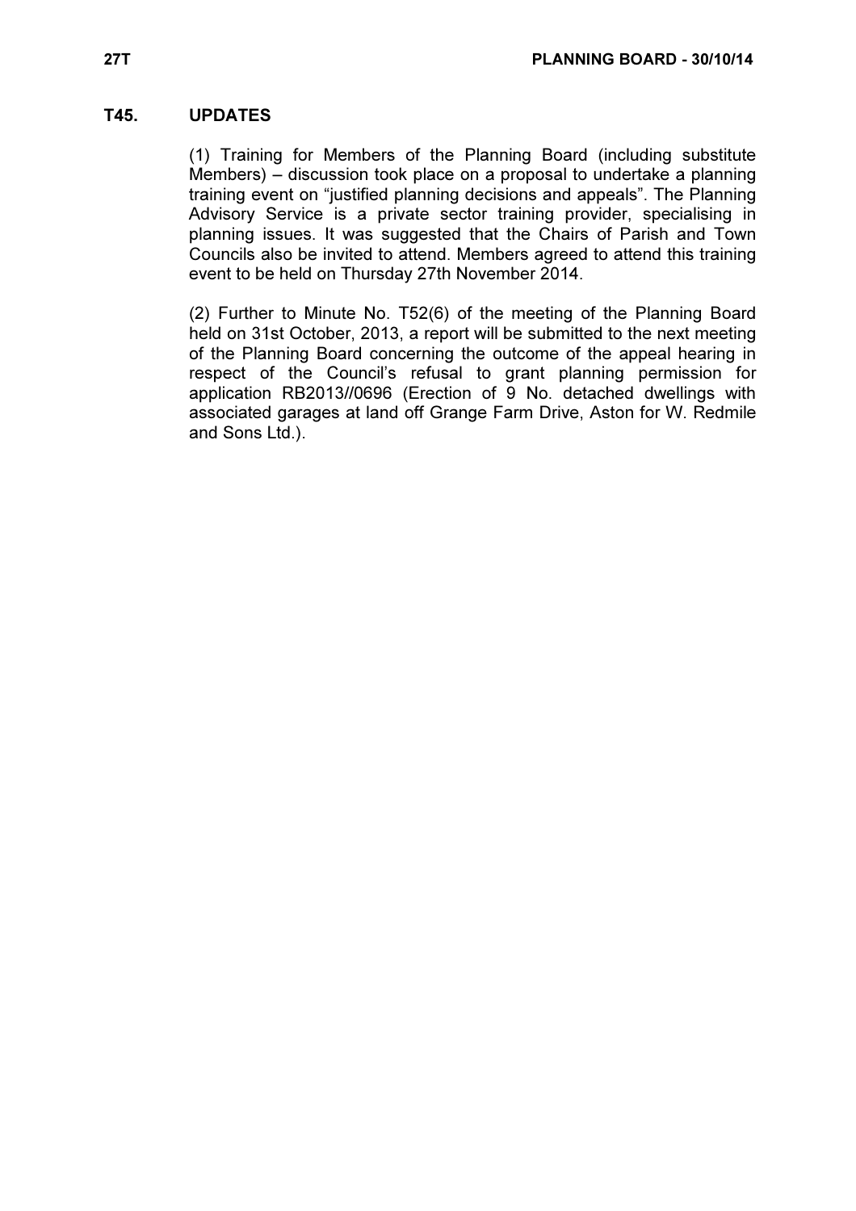## T45. UPDATES

(1) Training for Members of the Planning Board (including substitute Members) – discussion took place on a proposal to undertake a planning training event on "justified planning decisions and appeals". The Planning Advisory Service is a private sector training provider, specialising in planning issues. It was suggested that the Chairs of Parish and Town Councils also be invited to attend. Members agreed to attend this training event to be held on Thursday 27th November 2014.

(2) Further to Minute No. T52(6) of the meeting of the Planning Board held on 31st October, 2013, a report will be submitted to the next meeting of the Planning Board concerning the outcome of the appeal hearing in respect of the Council's refusal to grant planning permission for application RB2013//0696 (Erection of 9 No. detached dwellings with associated garages at land off Grange Farm Drive, Aston for W. Redmile and Sons Ltd.).